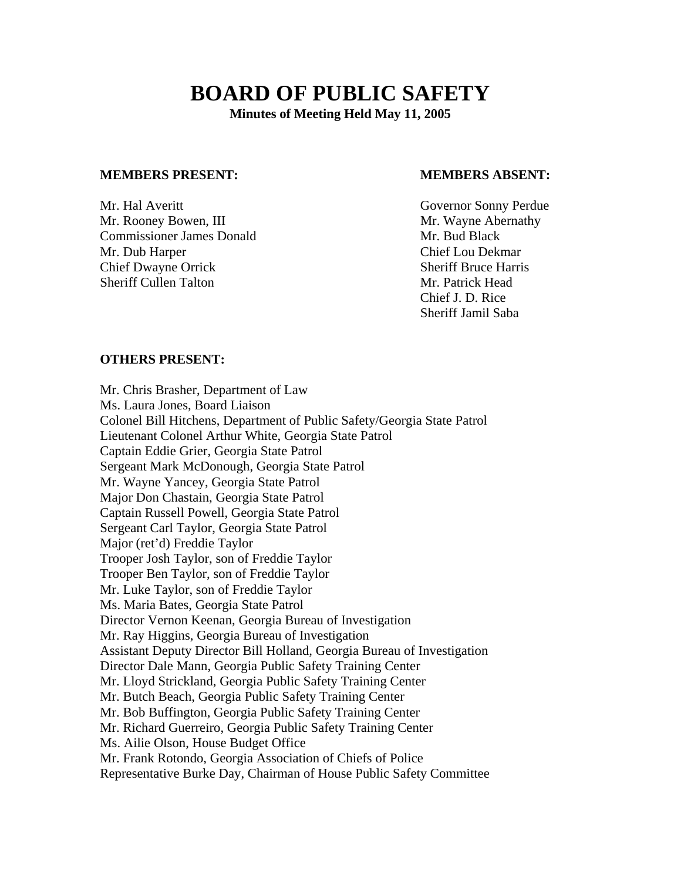# BOARD OF PUBLIC SAFETY

**Minutes of Meeting Held May 11, 2005**

**MEMBERS PRESENT:**

Mr. Hal Averitt
Mr. Rooney Bowen, III
Commissioner James Donald
Mr. Dub Harper
Chief Dwayne Orrick
Sheriff Cullen Talton

**MEMBERS ABSENT:**

Governor Sonny Perdue
Mr. Wayne Abernathy
Mr. Bud Black
Chief Lou Dekmar
Sheriff Bruce Harris
Mr. Patrick Head
Chief J. D. Rice
Sheriff Jamil Saba

**OTHERS PRESENT:**

Mr. Chris Brasher, Department of Law
Ms. Laura Jones, Board Liaison
Colonel Bill Hitchens, Department of Public Safety/Georgia State Patrol
Lieutenant Colonel Arthur White, Georgia State Patrol
Captain Eddie Grier, Georgia State Patrol
Sergeant Mark McDonough, Georgia State Patrol
Mr. Wayne Yancey, Georgia State Patrol
Major Don Chastain, Georgia State Patrol
Captain Russell Powell, Georgia State Patrol
Sergeant Carl Taylor, Georgia State Patrol
Major (ret'd) Freddie Taylor
Trooper Josh Taylor, son of Freddie Taylor
Trooper Ben Taylor, son of Freddie Taylor
Mr. Luke Taylor, son of Freddie Taylor
Ms. Maria Bates, Georgia State Patrol
Director Vernon Keenan, Georgia Bureau of Investigation
Mr. Ray Higgins, Georgia Bureau of Investigation
Assistant Deputy Director Bill Holland, Georgia Bureau of Investigation
Director Dale Mann, Georgia Public Safety Training Center
Mr. Lloyd Strickland, Georgia Public Safety Training Center
Mr. Butch Beach, Georgia Public Safety Training Center
Mr. Bob Buffington, Georgia Public Safety Training Center
Mr. Richard Guerreiro, Georgia Public Safety Training Center
Ms. Ailie Olson, House Budget Office
Mr. Frank Rotondo, Georgia Association of Chiefs of Police
Representative Burke Day, Chairman of House Public Safety Committee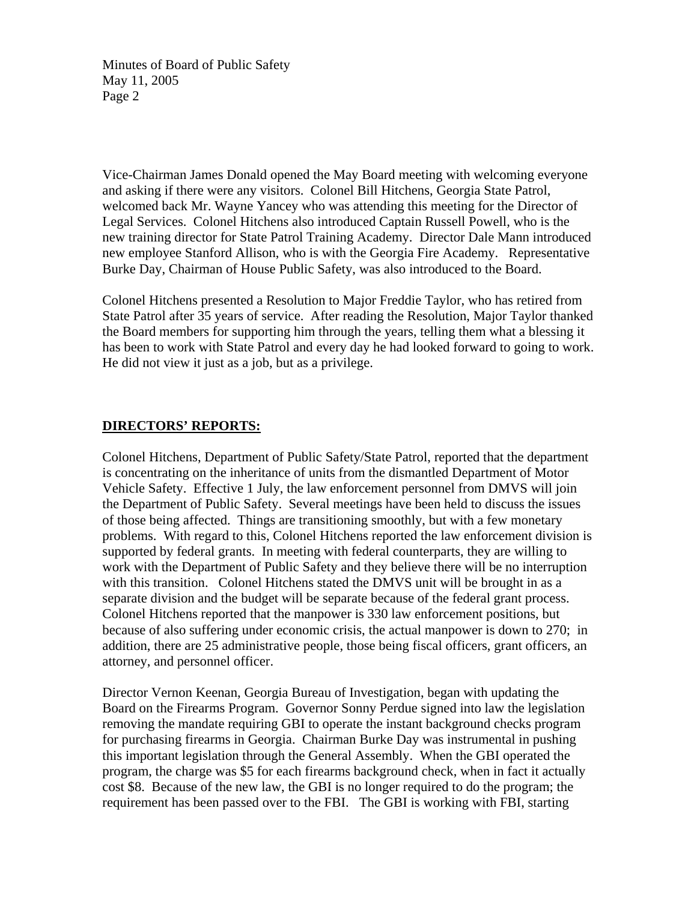Vice-Chairman James Donald opened the May Board meeting with welcoming everyone and asking if there were any visitors. Colonel Bill Hitchens, Georgia State Patrol, welcomed back Mr. Wayne Yancey who was attending this meeting for the Director of Legal Services. Colonel Hitchens also introduced Captain Russell Powell, who is the new training director for State Patrol Training Academy. Director Dale Mann introduced new employee Stanford Allison, who is with the Georgia Fire Academy. Representative Burke Day, Chairman of House Public Safety, was also introduced to the Board.

Colonel Hitchens presented a Resolution to Major Freddie Taylor, who has retired from State Patrol after 35 years of service. After reading the Resolution, Major Taylor thanked the Board members for supporting him through the years, telling them what a blessing it has been to work with State Patrol and every day he had looked forward to going to work. He did not view it just as a job, but as a privilege.

## DIRECTORS' REPORTS:

Colonel Hitchens, Department of Public Safety/State Patrol, reported that the department is concentrating on the inheritance of units from the dismantled Department of Motor Vehicle Safety. Effective 1 July, the law enforcement personnel from DMVS will join the Department of Public Safety. Several meetings have been held to discuss the issues of those being affected. Things are transitioning smoothly, but with a few monetary problems. With regard to this, Colonel Hitchens reported the law enforcement division is supported by federal grants. In meeting with federal counterparts, they are willing to work with the Department of Public Safety and they believe there will be no interruption with this transition. Colonel Hitchens stated the DMVS unit will be brought in as a separate division and the budget will be separate because of the federal grant process. Colonel Hitchens reported that the manpower is 330 law enforcement positions, but because of also suffering under economic crisis, the actual manpower is down to 270; in addition, there are 25 administrative people, those being fiscal officers, grant officers, an attorney, and personnel officer.

Director Vernon Keenan, Georgia Bureau of Investigation, began with updating the Board on the Firearms Program. Governor Sonny Perdue signed into law the legislation removing the mandate requiring GBI to operate the instant background checks program for purchasing firearms in Georgia. Chairman Burke Day was instrumental in pushing this important legislation through the General Assembly. When the GBI operated the program, the charge was \$5 for each firearms background check, when in fact it actually cost \$8. Because of the new law, the GBI is no longer required to do the program; the requirement has been passed over to the FBI. The GBI is working with FBI, starting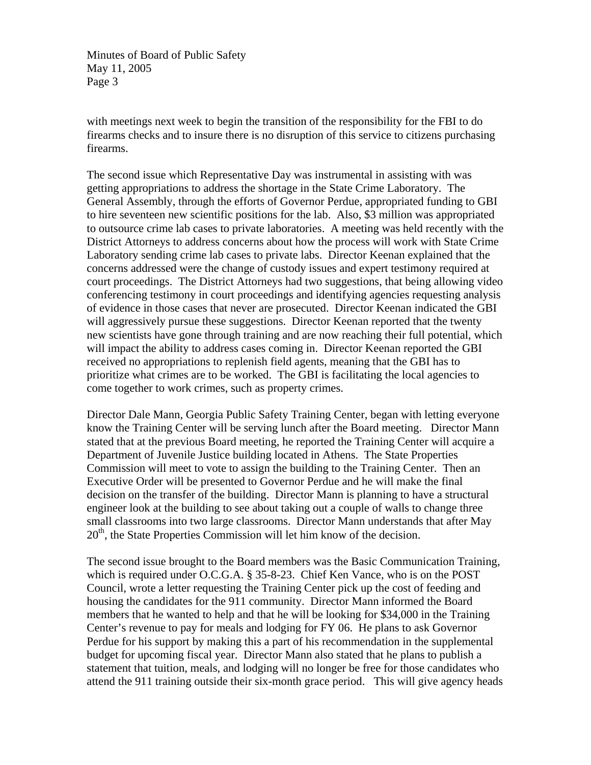with meetings next week to begin the transition of the responsibility for the FBI to do firearms checks and to insure there is no disruption of this service to citizens purchasing firearms.

The second issue which Representative Day was instrumental in assisting with was getting appropriations to address the shortage in the State Crime Laboratory. The General Assembly, through the efforts of Governor Perdue, appropriated funding to GBI to hire seventeen new scientific positions for the lab. Also, $3 million was appropriated to outsource crime lab cases to private laboratories. A meeting was held recently with the District Attorneys to address concerns about how the process will work with State Crime Laboratory sending crime lab cases to private labs. Director Keenan explained that the concerns addressed were the change of custody issues and expert testimony required at court proceedings. The District Attorneys had two suggestions, that being allowing video conferencing testimony in court proceedings and identifying agencies requesting analysis of evidence in those cases that never are prosecuted. Director Keenan indicated the GBI will aggressively pursue these suggestions. Director Keenan reported that the twenty new scientists have gone through training and are now reaching their full potential, which will impact the ability to address cases coming in. Director Keenan reported the GBI received no appropriations to replenish field agents, meaning that the GBI has to prioritize what crimes are to be worked. The GBI is facilitating the local agencies to come together to work crimes, such as property crimes.

Director Dale Mann, Georgia Public Safety Training Center, began with letting everyone know the Training Center will be serving lunch after the Board meeting. Director Mann stated that at the previous Board meeting, he reported the Training Center will acquire a Department of Juvenile Justice building located in Athens. The State Properties Commission will meet to vote to assign the building to the Training Center. Then an Executive Order will be presented to Governor Perdue and he will make the final decision on the transfer of the building. Director Mann is planning to have a structural engineer look at the building to see about taking out a couple of walls to change three small classrooms into two large classrooms. Director Mann understands that after May 20th, the State Properties Commission will let him know of the decision.

The second issue brought to the Board members was the Basic Communication Training, which is required under O.C.G.A. § 35-8-23. Chief Ken Vance, who is on the POST Council, wrote a letter requesting the Training Center pick up the cost of feeding and housing the candidates for the 911 community. Director Mann informed the Board members that he wanted to help and that he will be looking for $34,000 in the Training Center's revenue to pay for meals and lodging for FY 06. He plans to ask Governor Perdue for his support by making this a part of his recommendation in the supplemental budget for upcoming fiscal year. Director Mann also stated that he plans to publish a statement that tuition, meals, and lodging will no longer be free for those candidates who attend the 911 training outside their six-month grace period. This will give agency heads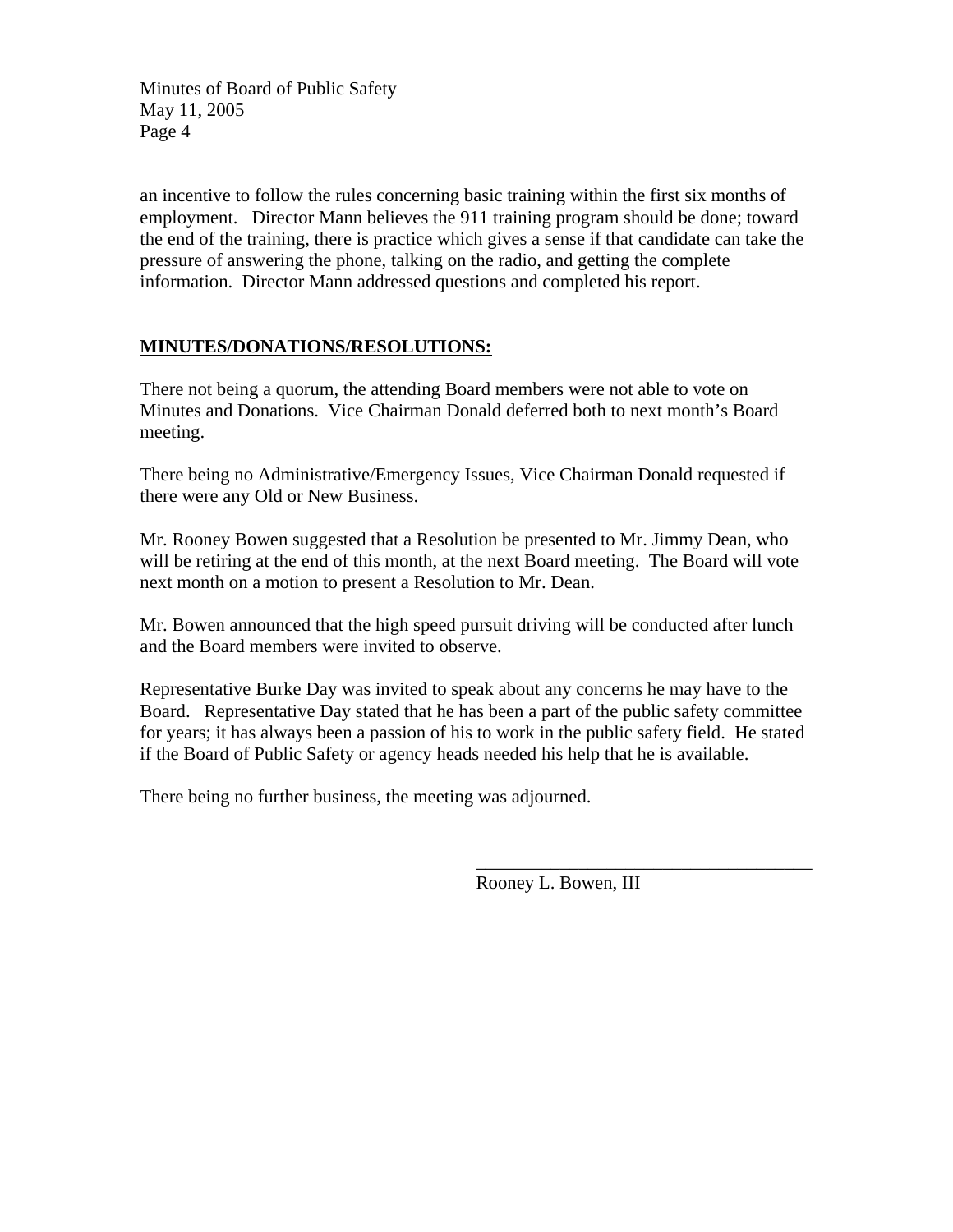an incentive to follow the rules concerning basic training within the first six months of employment. Director Mann believes the 911 training program should be done; toward the end of the training, there is practice which gives a sense if that candidate can take the pressure of answering the phone, talking on the radio, and getting the complete information. Director Mann addressed questions and completed his report.

## MINUTES/DONATIONS/RESOLUTIONS:

There not being a quorum, the attending Board members were not able to vote on Minutes and Donations. Vice Chairman Donald deferred both to next month's Board meeting.

There being no Administrative/Emergency Issues, Vice Chairman Donald requested if there were any Old or New Business.

Mr. Rooney Bowen suggested that a Resolution be presented to Mr. Jimmy Dean, who will be retiring at the end of this month, at the next Board meeting. The Board will vote next month on a motion to present a Resolution to Mr. Dean.

Mr. Bowen announced that the high speed pursuit driving will be conducted after lunch and the Board members were invited to observe.

Representative Burke Day was invited to speak about any concerns he may have to the Board. Representative Day stated that he has been a part of the public safety committee for years; it has always been a passion of his to work in the public safety field. He stated if the Board of Public Safety or agency heads needed his help that he is available.

There being no further business, the meeting was adjourned.

\_\_\_\_\_\_\_\_\_\_\_\_\_\_\_\_\_\_\_\_\_\_\_\_\_\_\_\_\_\_\_\_\_\_\_\_\_\_

Rooney L. Bowen, III